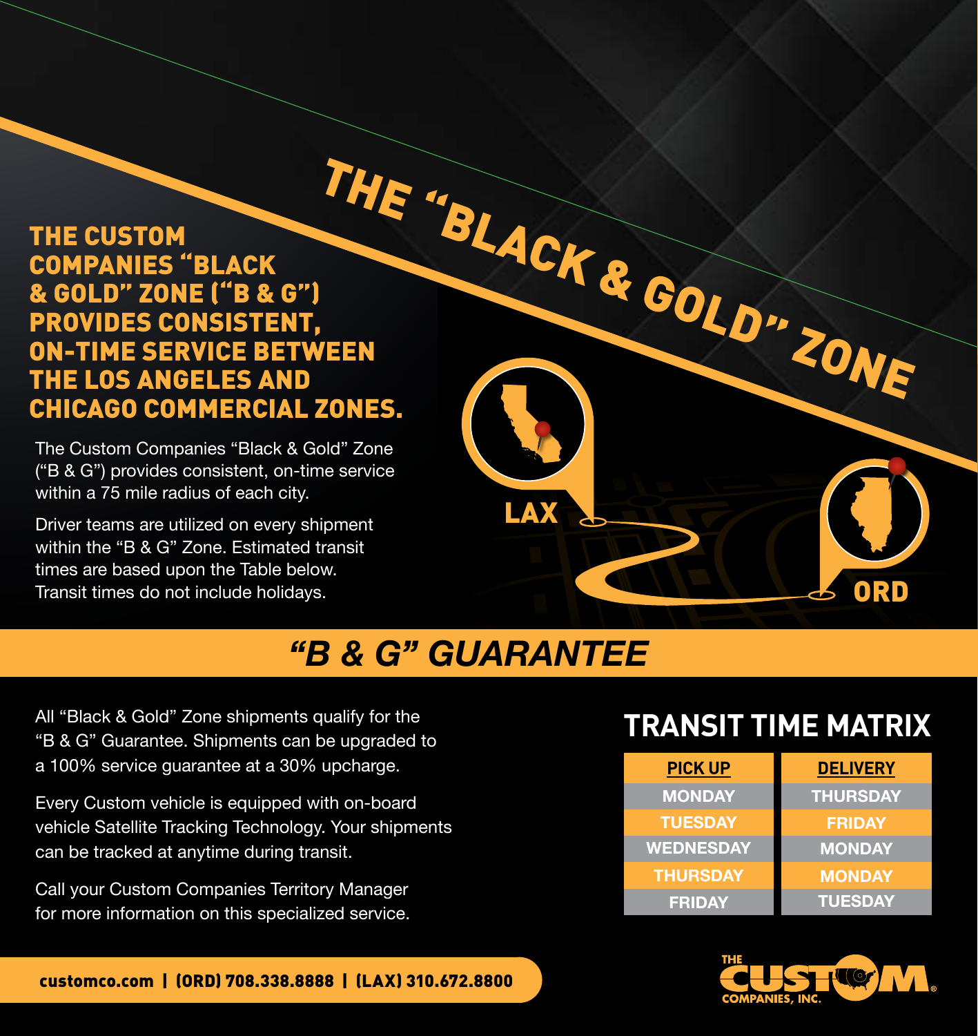# THE "BLACK & GOLD" ZONE

## THE CUSTOM COMPANIES "BLACK & GOLD" ZONE ("B & G") PROVIDES CONSISTENT, ON-TIME SERVICE BETWEEN THE LOS ANGELES AND CHICAGO COMMERCIAL ZONES.

The Custom Companies "Black & Gold" Zone ("B & G") provides consistent, on-time service within a 75 mile radius of each city.

Driver teams are utilized on every shipment within the "B & G" Zone. Estimated transit times are based upon the Table below. Transit times do not include holidays.

LAX

ORD

## *"B & G" GUARANTEE*

All "Black & Gold" Zone shipments qualify for the "B & G" Guarantee. Shipments can be upgraded to a 100% service guarantee at a 30% upcharge.

Every Custom vehicle is equipped with on-board vehicle Satellite Tracking Technology. Your shipments can be tracked at anytime during transit.

Call your Custom Companies Territory Manager for more information on this specialized service.

### TRANSIT TIME MATRIX

| PICK UP | DELIVERY |
|---|---|
| MONDAY | THURSDAY |
| TUESDAY | FRIDAY |
| WEDNESDAY | MONDAY |
| THURSDAY | MONDAY |
| FRIDAY | TUESDAY |

customco.com | (ORD) 708.338.8888 | (LAX) 310.672.8800

THE CUSTOM COMPANIES, INC.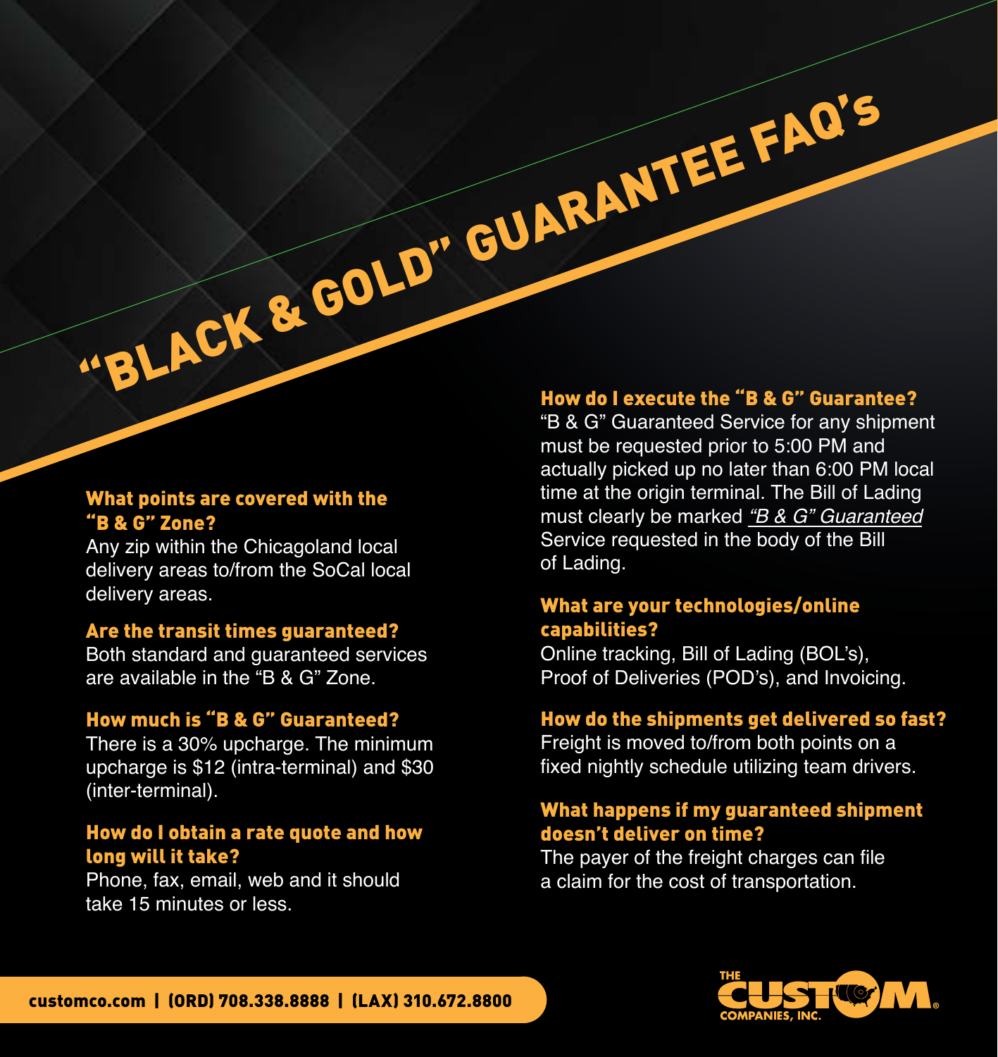# "BLACK & GOLD" GUARANTEE FAQ's

### What points are covered with the "B & G" Zone?

Any zip within the Chicagoland local delivery areas to/from the SoCal local delivery areas.

### Are the transit times guaranteed?

Both standard and guaranteed services are available in the "B & G" Zone.

### How much is "B & G" Guaranteed?

There is a 30% upcharge. The minimum upcharge is $12 (intra-terminal) and $30 (inter-terminal).

### How do I obtain a rate quote and how long will it take?

Phone, fax, email, web and it should take 15 minutes or less.

### How do I execute the "B & G" Guarantee?

"B & G" Guaranteed Service for any shipment must be requested prior to 5:00 PM and actually picked up no later than 6:00 PM local time at the origin terminal. The Bill of Lading must clearly be marked *"B & G" Guaranteed* Service requested in the body of the Bill of Lading.

### What are your technologies/online capabilities?

Online tracking, Bill of Lading (BOL's), Proof of Deliveries (POD's), and Invoicing.

### How do the shipments get delivered so fast?

Freight is moved to/from both points on a fixed nightly schedule utilizing team drivers.

### What happens if my guaranteed shipment doesn't deliver on time?

The payer of the freight charges can file a claim for the cost of transportation.

**customco.com | (ORD) 708.338.8888 | (LAX) 310.672.8800**

THE CUSTOM COMPANIES, INC.